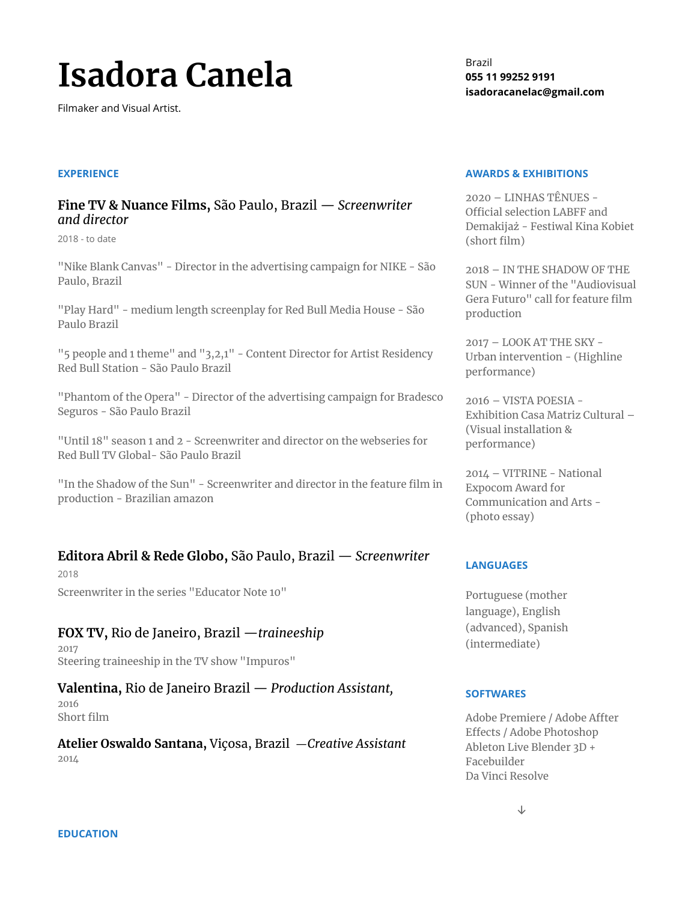# Isadora Canela

Filmaker and Visual Artist.

Brazil
**055 11 99252 9191**
**isadoracanelac@gmail.com**

## EXPERIENCE

### **Fine TV & Nuance Films,** São Paulo, Brazil — *Screenwriter and director*

2018 - to date

"Nike Blank Canvas" - Director in the advertising campaign for NIKE - São Paulo, Brazil

"Play Hard" - medium length screenplay for Red Bull Media House - São Paulo Brazil

"5 people and 1 theme" and "3,2,1" - Content Director for Artist Residency Red Bull Station - São Paulo Brazil

"Phantom of the Opera" - Director of the advertising campaign for Bradesco Seguros - São Paulo Brazil

"Until 18" season 1 and 2 - Screenwriter and director on the webseries for Red Bull TV Global- São Paulo Brazil

"In the Shadow of the Sun" - Screenwriter and director in the feature film in production - Brazilian amazon

### **Editora Abril & Rede Globo,** São Paulo, Brazil — *Screenwriter*

2018

Screenwriter in the series "Educator Note 10"

### **FOX TV,** Rio de Janeiro, Brazil —*traineeship*

2017
Steering traineeship in the TV show "Impuros"

### **Valentina,** Rio de Janeiro Brazil — *Production Assistant,*

2016
Short film

### **Atelier Oswaldo Santana,** Viçosa, Brazil —*Creative Assistant*

2014

## AWARDS & EXHIBITIONS

2020 – LINHAS TÊNUES - Official selection LABFF and Demakijaż - Festiwal Kina Kobiet (short film)

2018 – IN THE SHADOW OF THE SUN - Winner of the "Audiovisual Gera Futuro" call for feature film production

2017 – LOOK AT THE SKY - Urban intervention - (Highline performance)

2016 – VISTA POESIA - Exhibition Casa Matriz Cultural – (Visual installation & performance)

2014 – VITRINE - National Expocom Award for Communication and Arts - (photo essay)

## LANGUAGES

Portuguese (mother language), English (advanced), Spanish (intermediate)

## SOFTWARES

Adobe Premiere / Adobe Affter Effects / Adobe Photoshop
Ableton Live Blender 3D + Facebuilder
Da Vinci Resolve

↓

## EDUCATION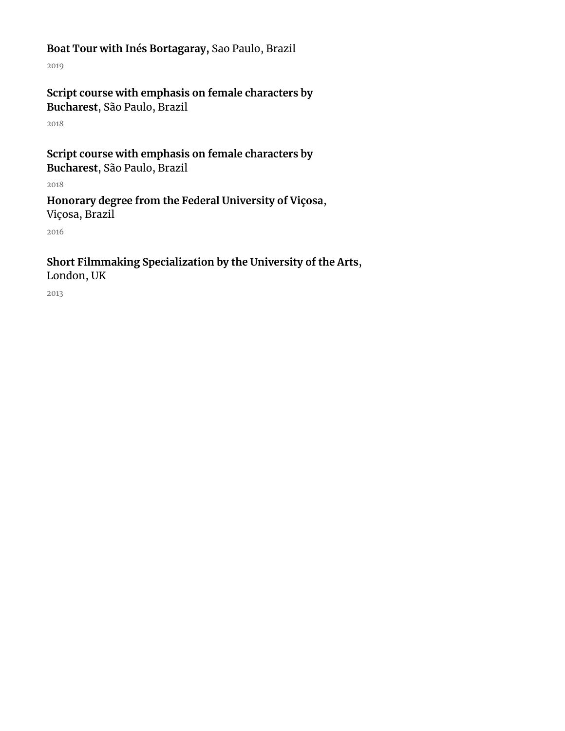**Boat Tour with Inés Bortagaray,** Sao Paulo, Brazil

2019

**Script course with emphasis on female characters by Bucharest**, São Paulo, Brazil

2018

**Script course with emphasis on female characters by Bucharest**, São Paulo, Brazil

2018

**Honorary degree from the Federal University of Viçosa**, Viçosa, Brazil

2016

**Short Filmmaking Specialization by the University of the Arts**, London, UK

2013